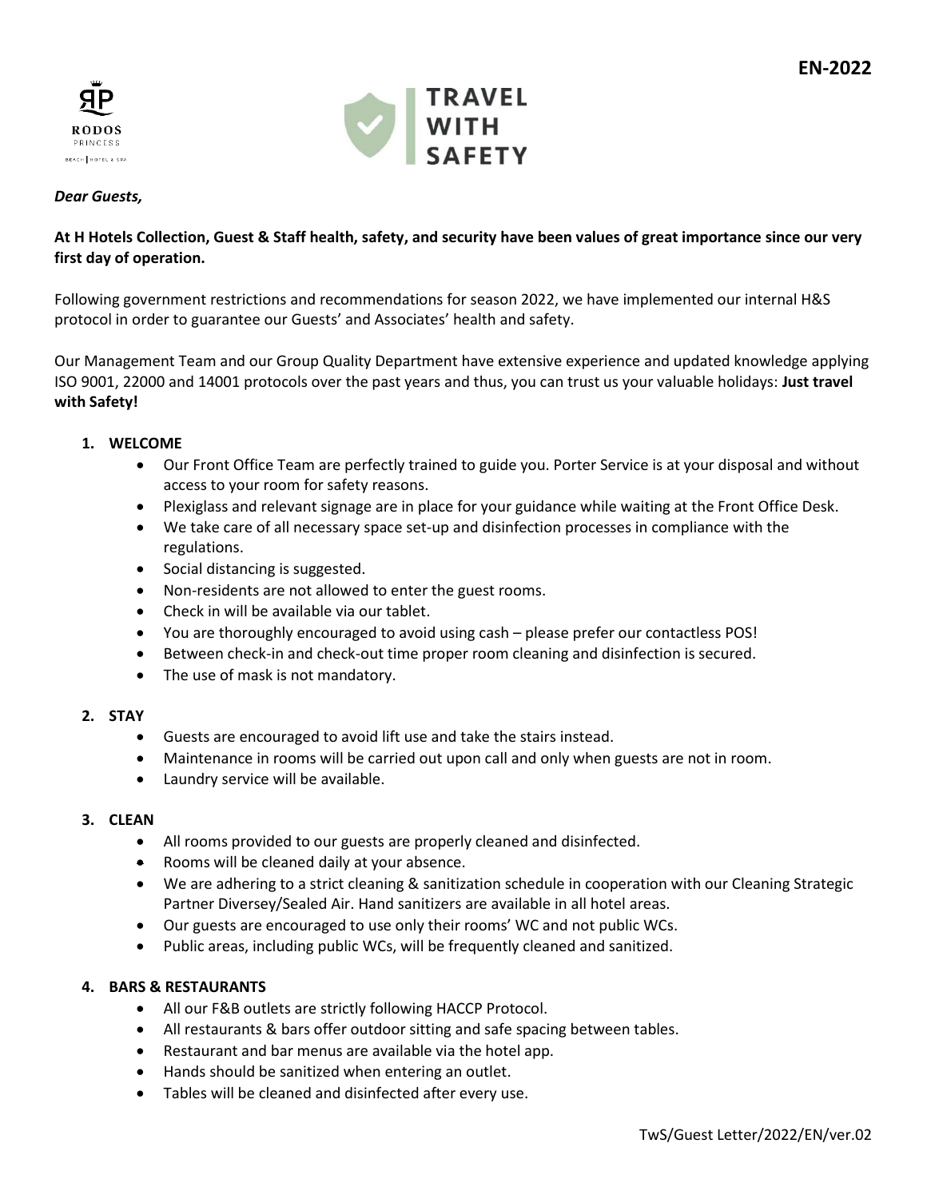EN-2022

RODOS PRINCESS
BEACH | HOTEL & SPA

TRAVEL WITH SAFETY

***Dear Guests,***

**At H Hotels Collection, Guest & Staff health, safety, and security have been values of great importance since our very first day of operation.**

Following government restrictions and recommendations for season 2022, we have implemented our internal H&S protocol in order to guarantee our Guests' and Associates' health and safety.

Our Management Team and our Group Quality Department have extensive experience and updated knowledge applying ISO 9001, 22000 and 14001 protocols over the past years and thus, you can trust us your valuable holidays: **Just travel with Safety!**

1. **WELCOME**
   - Our Front Office Team are perfectly trained to guide you. Porter Service is at your disposal and without access to your room for safety reasons.
   - Plexiglass and relevant signage are in place for your guidance while waiting at the Front Office Desk.
   - We take care of all necessary space set-up and disinfection processes in compliance with the regulations.
   - Social distancing is suggested.
   - Non-residents are not allowed to enter the guest rooms.
   - Check in will be available via our tablet.
   - You are thoroughly encouraged to avoid using cash – please prefer our contactless POS!
   - Between check-in and check-out time proper room cleaning and disinfection is secured.
   - The use of mask is not mandatory.

2. **STAY**
   - Guests are encouraged to avoid lift use and take the stairs instead.
   - Maintenance in rooms will be carried out upon call and only when guests are not in room.
   - Laundry service will be available.

3. **CLEAN**
   - All rooms provided to our guests are properly cleaned and disinfected.
   - Rooms will be cleaned daily at your absence.
   - We are adhering to a strict cleaning & sanitization schedule in cooperation with our Cleaning Strategic Partner Diversey/Sealed Air. Hand sanitizers are available in all hotel areas.
   - Our guests are encouraged to use only their rooms' WC and not public WCs.
   - Public areas, including public WCs, will be frequently cleaned and sanitized.

4. **BARS & RESTAURANTS**
   - All our F&B outlets are strictly following HACCP Protocol.
   - All restaurants & bars offer outdoor sitting and safe spacing between tables.
   - Restaurant and bar menus are available via the hotel app.
   - Hands should be sanitized when entering an outlet.
   - Tables will be cleaned and disinfected after every use.

TwS/Guest Letter/2022/EN/ver.02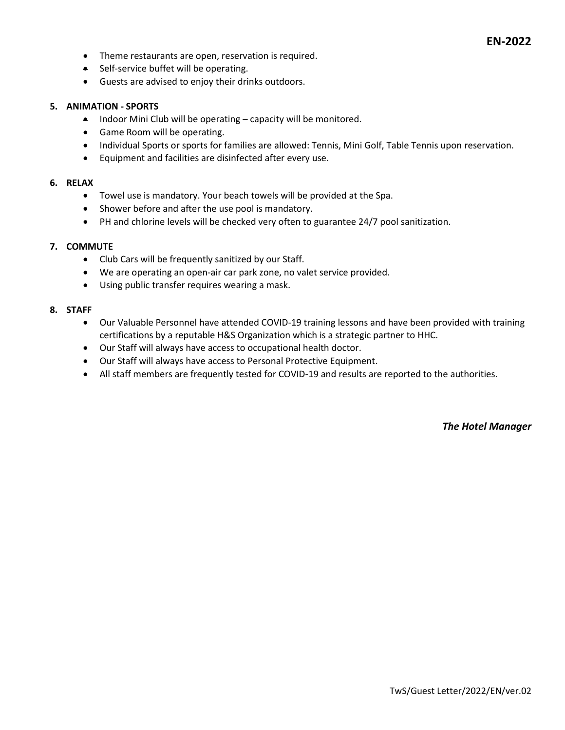- Theme restaurants are open, reservation is required.
- Self-service buffet will be operating.
- Guests are advised to enjoy their drinks outdoors.

**5. ANIMATION - SPORTS**

- Indoor Mini Club will be operating – capacity will be monitored.
- Game Room will be operating.
- Individual Sports or sports for families are allowed: Tennis, Mini Golf, Table Tennis upon reservation.
- Equipment and facilities are disinfected after every use.

**6. RELAX**

- Towel use is mandatory. Your beach towels will be provided at the Spa.
- Shower before and after the use pool is mandatory.
- PH and chlorine levels will be checked very often to guarantee 24/7 pool sanitization.

**7. COMMUTE**

- Club Cars will be frequently sanitized by our Staff.
- We are operating an open-air car park zone, no valet service provided.
- Using public transfer requires wearing a mask.

**8. STAFF**

- Our Valuable Personnel have attended COVID-19 training lessons and have been provided with training certifications by a reputable H&S Organization which is a strategic partner to HHC.
- Our Staff will always have access to occupational health doctor.
- Our Staff will always have access to Personal Protective Equipment.
- All staff members are frequently tested for COVID-19 and results are reported to the authorities.

***The Hotel Manager***